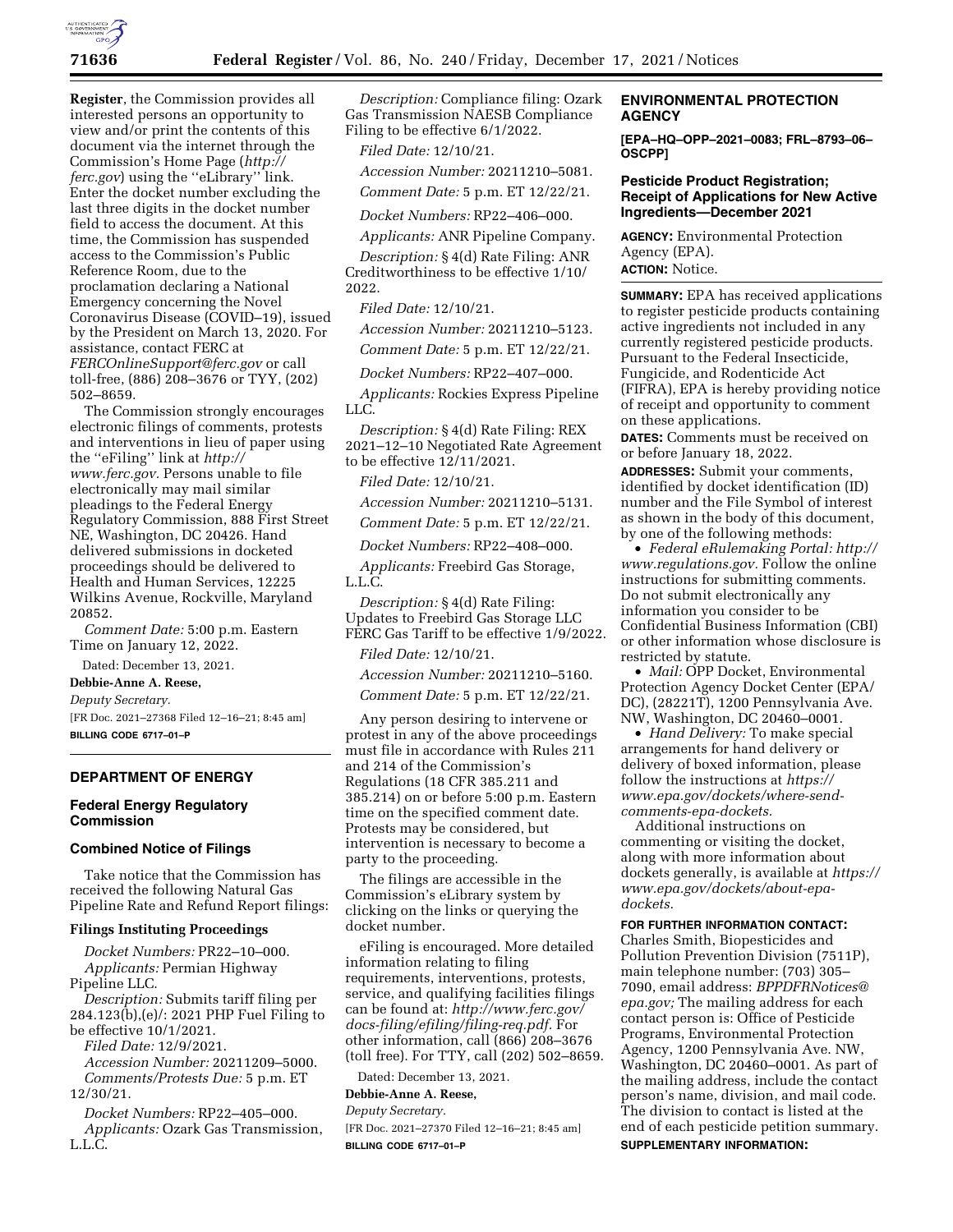**Register**, the Commission provides all interested persons an opportunity to view and/or print the contents of this document via the internet through the Commission's Home Page (*http://ferc.gov*) using the ''eLibrary'' link. Enter the docket number excluding the last three digits in the docket number field to access the document. At this time, the Commission has suspended access to the Commission's Public Reference Room, due to the proclamation declaring a National Emergency concerning the Novel Coronavirus Disease (COVID–19), issued by the President on March 13, 2020. For assistance, contact FERC at *FERCOnlineSupport@ferc.gov* or call toll-free, (886) 208–3676 or TYY, (202) 502–8659.

The Commission strongly encourages electronic filings of comments, protests and interventions in lieu of paper using the ''eFiling'' link at *http://www.ferc.gov.* Persons unable to file electronically may mail similar pleadings to the Federal Energy Regulatory Commission, 888 First Street NE, Washington, DC 20426. Hand delivered submissions in docketed proceedings should be delivered to Health and Human Services, 12225 Wilkins Avenue, Rockville, Maryland 20852.

*Comment Date:* 5:00 p.m. Eastern Time on January 12, 2022.

Dated: December 13, 2021.

**Debbie-Anne A. Reese,**

*Deputy Secretary.*

[FR Doc. 2021–27368 Filed 12–16–21; 8:45 am]

**BILLING CODE 6717–01–P**

## DEPARTMENT OF ENERGY

### Federal Energy Regulatory Commission

### Combined Notice of Filings

Take notice that the Commission has received the following Natural Gas Pipeline Rate and Refund Report filings:

#### Filings Instituting Proceedings

*Docket Numbers:* PR22–10–000.

*Applicants:* Permian Highway Pipeline LLC.

*Description:* Submits tariff filing per 284.123(b),(e)/: 2021 PHP Fuel Filing to be effective 10/1/2021.

*Filed Date:* 12/9/2021.

*Accession Number:* 20211209–5000.

*Comments/Protests Due:* 5 p.m. ET 12/30/21.

*Docket Numbers:* RP22–405–000.

*Applicants:* Ozark Gas Transmission, L.L.C.

*Description:* Compliance filing: Ozark Gas Transmission NAESB Compliance Filing to be effective 6/1/2022.

*Filed Date:* 12/10/21.

*Accession Number:* 20211210–5081.

*Comment Date:* 5 p.m. ET 12/22/21.

*Docket Numbers:* RP22–406–000.

*Applicants:* ANR Pipeline Company.

*Description:* § 4(d) Rate Filing: ANR Creditworthiness to be effective 1/10/2022.

*Filed Date:* 12/10/21.

*Accession Number:* 20211210–5123.

*Comment Date:* 5 p.m. ET 12/22/21.

*Docket Numbers:* RP22–407–000.

*Applicants:* Rockies Express Pipeline LLC.

*Description:* § 4(d) Rate Filing: REX 2021–12–10 Negotiated Rate Agreement to be effective 12/11/2021.

*Filed Date:* 12/10/21.

*Accession Number:* 20211210–5131.

*Comment Date:* 5 p.m. ET 12/22/21.

*Docket Numbers:* RP22–408–000.

*Applicants:* Freebird Gas Storage, L.L.C.

*Description:* § 4(d) Rate Filing: Updates to Freebird Gas Storage LLC FERC Gas Tariff to be effective 1/9/2022.

*Filed Date:* 12/10/21.

*Accession Number:* 20211210–5160.

*Comment Date:* 5 p.m. ET 12/22/21.

Any person desiring to intervene or protest in any of the above proceedings must file in accordance with Rules 211 and 214 of the Commission's Regulations (18 CFR 385.211 and 385.214) on or before 5:00 p.m. Eastern time on the specified comment date. Protests may be considered, but intervention is necessary to become a party to the proceeding.

The filings are accessible in the Commission's eLibrary system by clicking on the links or querying the docket number.

eFiling is encouraged. More detailed information relating to filing requirements, interventions, protests, service, and qualifying facilities filings can be found at: *http://www.ferc.gov/docs-filing/efiling/filing-req.pdf.* For other information, call (866) 208–3676 (toll free). For TTY, call (202) 502–8659.

Dated: December 13, 2021.

**Debbie-Anne A. Reese,**

*Deputy Secretary.*

[FR Doc. 2021–27370 Filed 12–16–21; 8:45 am]

**BILLING CODE 6717–01–P**

## ENVIRONMENTAL PROTECTION AGENCY

**[EPA–HQ–OPP–2021–0083; FRL–8793–06–OSCPP]**

### Pesticide Product Registration; Receipt of Applications for New Active Ingredients—December 2021

**AGENCY:** Environmental Protection Agency (EPA).

**ACTION:** Notice.

**SUMMARY:** EPA has received applications to register pesticide products containing active ingredients not included in any currently registered pesticide products. Pursuant to the Federal Insecticide, Fungicide, and Rodenticide Act (FIFRA), EPA is hereby providing notice of receipt and opportunity to comment on these applications.

**DATES:** Comments must be received on or before January 18, 2022.

**ADDRESSES:** Submit your comments, identified by docket identification (ID) number and the File Symbol of interest as shown in the body of this document, by one of the following methods:

- *Federal eRulemaking Portal: http://www.regulations.gov.* Follow the online instructions for submitting comments. Do not submit electronically any information you consider to be Confidential Business Information (CBI) or other information whose disclosure is restricted by statute.
- *Mail:* OPP Docket, Environmental Protection Agency Docket Center (EPA/DC), (28221T), 1200 Pennsylvania Ave. NW, Washington, DC 20460–0001.
- *Hand Delivery:* To make special arrangements for hand delivery or delivery of boxed information, please follow the instructions at *https://www.epa.gov/dockets/where-send-comments-epa-dockets.*

Additional instructions on commenting or visiting the docket, along with more information about dockets generally, is available at *https://www.epa.gov/dockets/about-epa-dockets.*

**FOR FURTHER INFORMATION CONTACT:** Charles Smith, Biopesticides and Pollution Prevention Division (7511P), main telephone number: (703) 305–7090, email address: *BPPDFRNotices@epa.gov;* The mailing address for each contact person is: Office of Pesticide Programs, Environmental Protection Agency, 1200 Pennsylvania Ave. NW, Washington, DC 20460–0001. As part of the mailing address, include the contact person's name, division, and mail code. The division to contact is listed at the end of each pesticide petition summary.

**SUPPLEMENTARY INFORMATION:**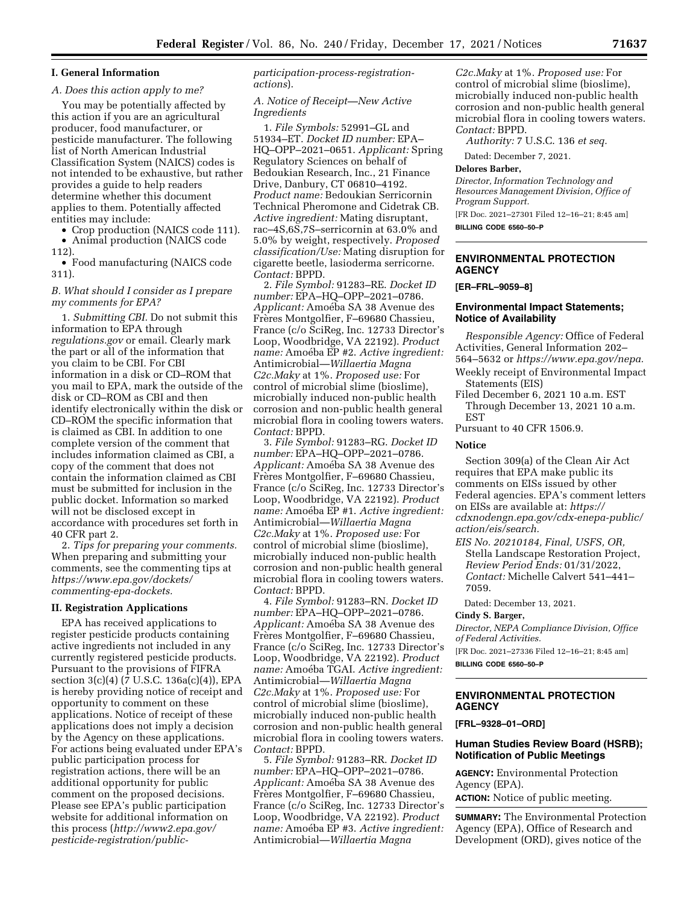## I. General Information

### A. Does this action apply to me?

You may be potentially affected by this action if you are an agricultural producer, food manufacturer, or pesticide manufacturer. The following list of North American Industrial Classification System (NAICS) codes is not intended to be exhaustive, but rather provides a guide to help readers determine whether this document applies to them. Potentially affected entities may include:

- Crop production (NAICS code 111).
- Animal production (NAICS code 112).
- Food manufacturing (NAICS code 311).

### B. What should I consider as I prepare my comments for EPA?

1. *Submitting CBI.* Do not submit this information to EPA through *regulations.gov* or email. Clearly mark the part or all of the information that you claim to be CBI. For CBI information in a disk or CD–ROM that you mail to EPA, mark the outside of the disk or CD–ROM as CBI and then identify electronically within the disk or CD–ROM the specific information that is claimed as CBI. In addition to one complete version of the comment that includes information claimed as CBI, a copy of the comment that does not contain the information claimed as CBI must be submitted for inclusion in the public docket. Information so marked will not be disclosed except in accordance with procedures set forth in 40 CFR part 2.

2. *Tips for preparing your comments.* When preparing and submitting your comments, see the commenting tips at *https://www.epa.gov/dockets/commenting-epa-dockets.*

## II. Registration Applications

EPA has received applications to register pesticide products containing active ingredients not included in any currently registered pesticide products. Pursuant to the provisions of FIFRA section 3(c)(4) (7 U.S.C. 136a(c)(4)), EPA is hereby providing notice of receipt and opportunity to comment on these applications. Notice of receipt of these applications does not imply a decision by the Agency on these applications. For actions being evaluated under EPA's public participation process for registration actions, there will be an additional opportunity for public comment on the proposed decisions. Please see EPA's public participation website for additional information on this process (*http://www2.epa.gov/pesticide-registration/public-participation-process-registration-actions*).

### A. Notice of Receipt—New Active Ingredients

1. *File Symbols:* 52991–GL and 51934–ET. *Docket ID number:* EPA–HQ–OPP–2021–0651. *Applicant:* Spring Regulatory Sciences on behalf of Bedoukian Research, Inc., 21 Finance Drive, Danbury, CT 06810–4192. *Product name:* Bedoukian Serricornin Technical Pheromone and Cidetrak CB. *Active ingredient:* Mating disruptant, rac–4S,6S,7S–serricornin at 63.0% and 5.0% by weight, respectively. *Proposed classification/Use:* Mating disruption for cigarette beetle, lasioderma serricorne. *Contact:* BPPD.

2. *File Symbol:* 91283–RE. *Docket ID number:* EPA–HQ–OPP–2021–0786. *Applicant:* Amoéba SA 38 Avenue des Frères Montgolfier, F–69680 Chassieu, France (c/o SciReg, Inc. 12733 Director's Loop, Woodbridge, VA 22192). *Product name:* Amoéba EP #2. *Active ingredient:* Antimicrobial—*Willaertia Magna C2c.Maky* at 1%. *Proposed use:* For control of microbial slime (bioslime), microbially induced non-public health corrosion and non-public health general microbial flora in cooling towers waters. *Contact:* BPPD.

3. *File Symbol:* 91283–RG. *Docket ID number:* EPA–HQ–OPP–2021–0786. *Applicant:* Amoéba SA 38 Avenue des Frères Montgolfier, F–69680 Chassieu, France (c/o SciReg, Inc. 12733 Director's Loop, Woodbridge, VA 22192). *Product name:* Amoéba EP #1. *Active ingredient:* Antimicrobial—*Willaertia Magna C2c.Maky* at 1%. *Proposed use:* For control of microbial slime (bioslime), microbially induced non-public health corrosion and non-public health general microbial flora in cooling towers waters. *Contact:* BPPD.

4. *File Symbol:* 91283–RN. *Docket ID number:* EPA–HQ–OPP–2021–0786. *Applicant:* Amoéba SA 38 Avenue des Frères Montgolfier, F–69680 Chassieu, France (c/o SciReg, Inc. 12733 Director's Loop, Woodbridge, VA 22192). *Product name:* Amoéba TGAI. *Active ingredient:* Antimicrobial—*Willaertia Magna C2c.Maky* at 1%. *Proposed use:* For control of microbial slime (bioslime), microbially induced non-public health corrosion and non-public health general microbial flora in cooling towers waters. *Contact:* BPPD.

5. *File Symbol:* 91283–RR. *Docket ID number:* EPA–HQ–OPP–2021–0786. *Applicant:* Amoéba SA 38 Avenue des Frères Montgolfier, F–69680 Chassieu, France (c/o SciReg, Inc. 12733 Director's Loop, Woodbridge, VA 22192). *Product name:* Amoéba EP #3. *Active ingredient:* Antimicrobial—*Willaertia Magna C2c.Maky* at 1%. *Proposed use:* For control of microbial slime (bioslime), microbially induced non-public health corrosion and non-public health general microbial flora in cooling towers waters. *Contact:* BPPD.

*Authority:* 7 U.S.C. 136 *et seq.*

Dated: December 7, 2021.

**Delores Barber,**

*Director, Information Technology and Resources Management Division, Office of Program Support.*

[FR Doc. 2021–27301 Filed 12–16–21; 8:45 am]

**BILLING CODE 6560–50–P**

---

## ENVIRONMENTAL PROTECTION AGENCY

**[ER–FRL–9059–8]**

## Environmental Impact Statements; Notice of Availability

*Responsible Agency:* Office of Federal Activities, General Information 202–564–5632 or *https://www.epa.gov/nepa.*

Weekly receipt of Environmental Impact Statements (EIS)

Filed December 6, 2021 10 a.m. EST Through December 13, 2021 10 a.m. EST

Pursuant to 40 CFR 1506.9.

### Notice

Section 309(a) of the Clean Air Act requires that EPA make public its comments on EISs issued by other Federal agencies. EPA's comment letters on EISs are available at: *https://cdxnodengn.epa.gov/cdx-enepa-public/action/eis/search.*

*EIS No. 20210184, Final, USFS, OR,* Stella Landscape Restoration Project, *Review Period Ends:* 01/31/2022, *Contact:* Michelle Calvert 541–441–7059.

Dated: December 13, 2021.

**Cindy S. Barger,**

*Director, NEPA Compliance Division, Office of Federal Activities.*

[FR Doc. 2021–27336 Filed 12–16–21; 8:45 am]

**BILLING CODE 6560–50–P**

---

## ENVIRONMENTAL PROTECTION AGENCY

**[FRL–9328–01–ORD]**

## Human Studies Review Board (HSRB); Notification of Public Meetings

**AGENCY:** Environmental Protection Agency (EPA).

**ACTION:** Notice of public meeting.

**SUMMARY:** The Environmental Protection Agency (EPA), Office of Research and Development (ORD), gives notice of the